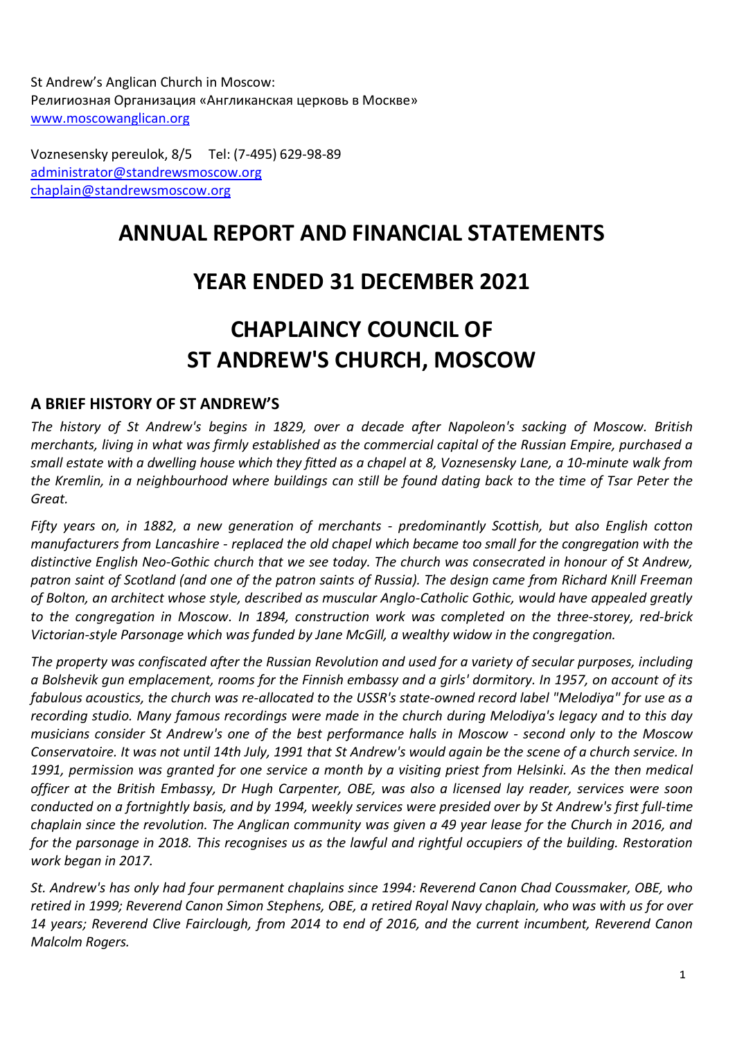St Andrew's Anglican Church in Moscow:
Религиозная Организация «Англиканская церковь в Москве»
www.moscowanglican.org

Voznesensky pereulok, 8/5 Tel: (7-495) 629-98-89
administrator@standrewsmoscow.org
chaplain@standrewsmoscow.org

# ANNUAL REPORT AND FINANCIAL STATEMENTS

# YEAR ENDED 31 DECEMBER 2021

# CHAPLAINCY COUNCIL OF ST ANDREW'S CHURCH, MOSCOW

## A BRIEF HISTORY OF ST ANDREW'S

*The history of St Andrew's begins in 1829, over a decade after Napoleon's sacking of Moscow. British merchants, living in what was firmly established as the commercial capital of the Russian Empire, purchased a small estate with a dwelling house which they fitted as a chapel at 8, Voznesensky Lane, a 10-minute walk from the Kremlin, in a neighbourhood where buildings can still be found dating back to the time of Tsar Peter the Great.*

*Fifty years on, in 1882, a new generation of merchants - predominantly Scottish, but also English cotton manufacturers from Lancashire - replaced the old chapel which became too small for the congregation with the distinctive English Neo-Gothic church that we see today. The church was consecrated in honour of St Andrew, patron saint of Scotland (and one of the patron saints of Russia). The design came from Richard Knill Freeman of Bolton, an architect whose style, described as muscular Anglo-Catholic Gothic, would have appealed greatly to the congregation in Moscow. In 1894, construction work was completed on the three-storey, red-brick Victorian-style Parsonage which was funded by Jane McGill, a wealthy widow in the congregation.*

*The property was confiscated after the Russian Revolution and used for a variety of secular purposes, including a Bolshevik gun emplacement, rooms for the Finnish embassy and a girls' dormitory. In 1957, on account of its fabulous acoustics, the church was re-allocated to the USSR's state-owned record label "Melodiya" for use as a recording studio. Many famous recordings were made in the church during Melodiya's legacy and to this day musicians consider St Andrew's one of the best performance halls in Moscow - second only to the Moscow Conservatoire. It was not until 14th July, 1991 that St Andrew's would again be the scene of a church service. In 1991, permission was granted for one service a month by a visiting priest from Helsinki. As the then medical officer at the British Embassy, Dr Hugh Carpenter, OBE, was also a licensed lay reader, services were soon conducted on a fortnightly basis, and by 1994, weekly services were presided over by St Andrew's first full-time chaplain since the revolution. The Anglican community was given a 49 year lease for the Church in 2016, and for the parsonage in 2018. This recognises us as the lawful and rightful occupiers of the building. Restoration work began in 2017.*

*St. Andrew's has only had four permanent chaplains since 1994: Reverend Canon Chad Coussmaker, OBE, who retired in 1999; Reverend Canon Simon Stephens, OBE, a retired Royal Navy chaplain, who was with us for over 14 years; Reverend Clive Fairclough, from 2014 to end of 2016, and the current incumbent, Reverend Canon Malcolm Rogers.*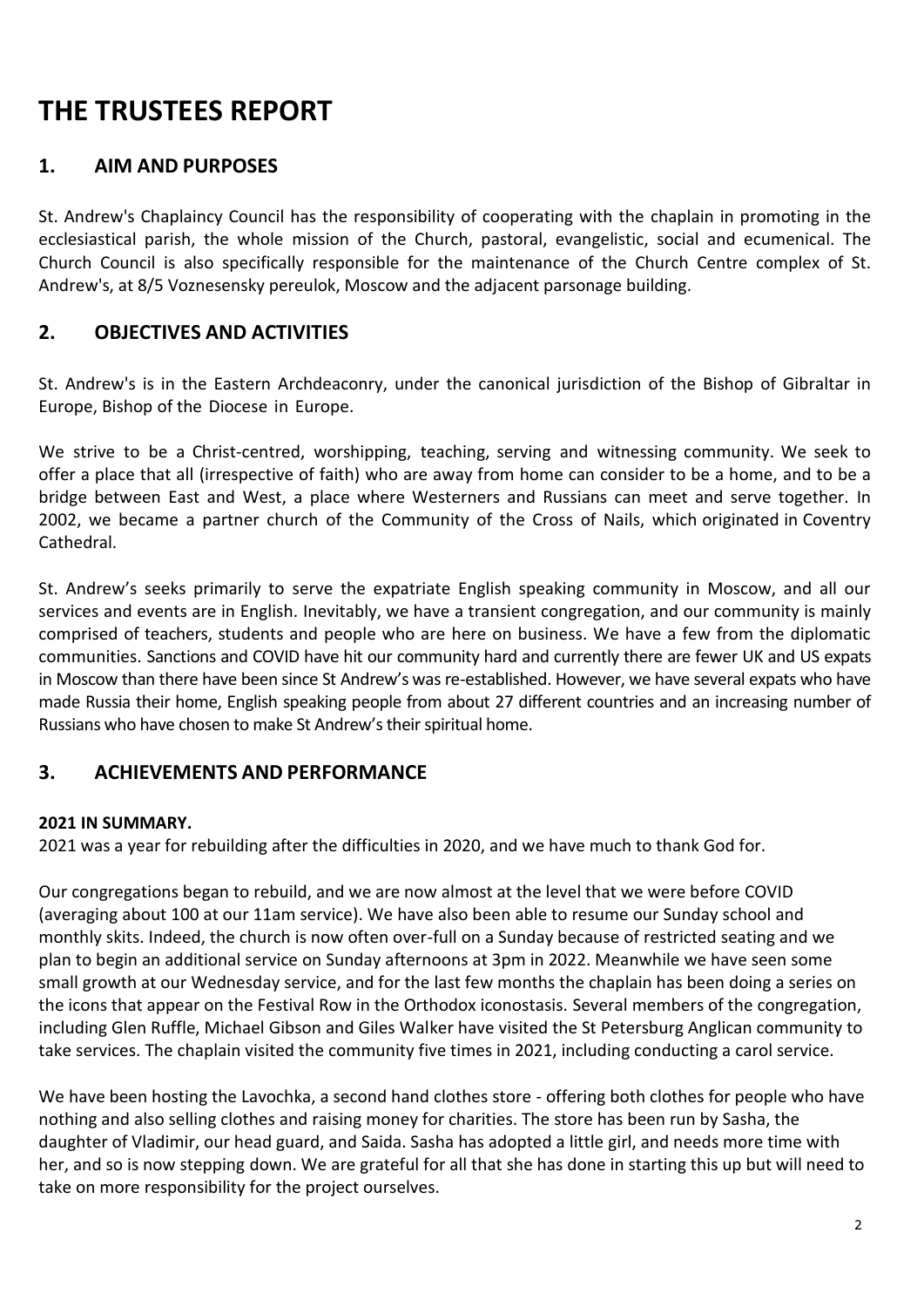# THE TRUSTEES REPORT

## 1. AIM AND PURPOSES

St. Andrew's Chaplaincy Council has the responsibility of cooperating with the chaplain in promoting in the ecclesiastical parish, the whole mission of the Church, pastoral, evangelistic, social and ecumenical. The Church Council is also specifically responsible for the maintenance of the Church Centre complex of St. Andrew's, at 8/5 Voznesensky pereulok, Moscow and the adjacent parsonage building.

## 2. OBJECTIVES AND ACTIVITIES

St. Andrew's is in the Eastern Archdeaconry, under the canonical jurisdiction of the Bishop of Gibraltar in Europe, Bishop of the Diocese in Europe.

We strive to be a Christ-centred, worshipping, teaching, serving and witnessing community. We seek to offer a place that all (irrespective of faith) who are away from home can consider to be a home, and to be a bridge between East and West, a place where Westerners and Russians can meet and serve together. In 2002, we became a partner church of the Community of the Cross of Nails, which originated in Coventry Cathedral.

St. Andrew's seeks primarily to serve the expatriate English speaking community in Moscow, and all our services and events are in English. Inevitably, we have a transient congregation, and our community is mainly comprised of teachers, students and people who are here on business. We have a few from the diplomatic communities. Sanctions and COVID have hit our community hard and currently there are fewer UK and US expats in Moscow than there have been since St Andrew's was re-established. However, we have several expats who have made Russia their home, English speaking people from about 27 different countries and an increasing number of Russians who have chosen to make St Andrew's their spiritual home.

## 3. ACHIEVEMENTS AND PERFORMANCE

**2021 IN SUMMARY.**
2021 was a year for rebuilding after the difficulties in 2020, and we have much to thank God for.

Our congregations began to rebuild, and we are now almost at the level that we were before COVID (averaging about 100 at our 11am service). We have also been able to resume our Sunday school and monthly skits. Indeed, the church is now often over-full on a Sunday because of restricted seating and we plan to begin an additional service on Sunday afternoons at 3pm in 2022. Meanwhile we have seen some small growth at our Wednesday service, and for the last few months the chaplain has been doing a series on the icons that appear on the Festival Row in the Orthodox iconostasis. Several members of the congregation, including Glen Ruffle, Michael Gibson and Giles Walker have visited the St Petersburg Anglican community to take services. The chaplain visited the community five times in 2021, including conducting a carol service.

We have been hosting the Lavochka, a second hand clothes store - offering both clothes for people who have nothing and also selling clothes and raising money for charities. The store has been run by Sasha, the daughter of Vladimir, our head guard, and Saida. Sasha has adopted a little girl, and needs more time with her, and so is now stepping down. We are grateful for all that she has done in starting this up but will need to take on more responsibility for the project ourselves.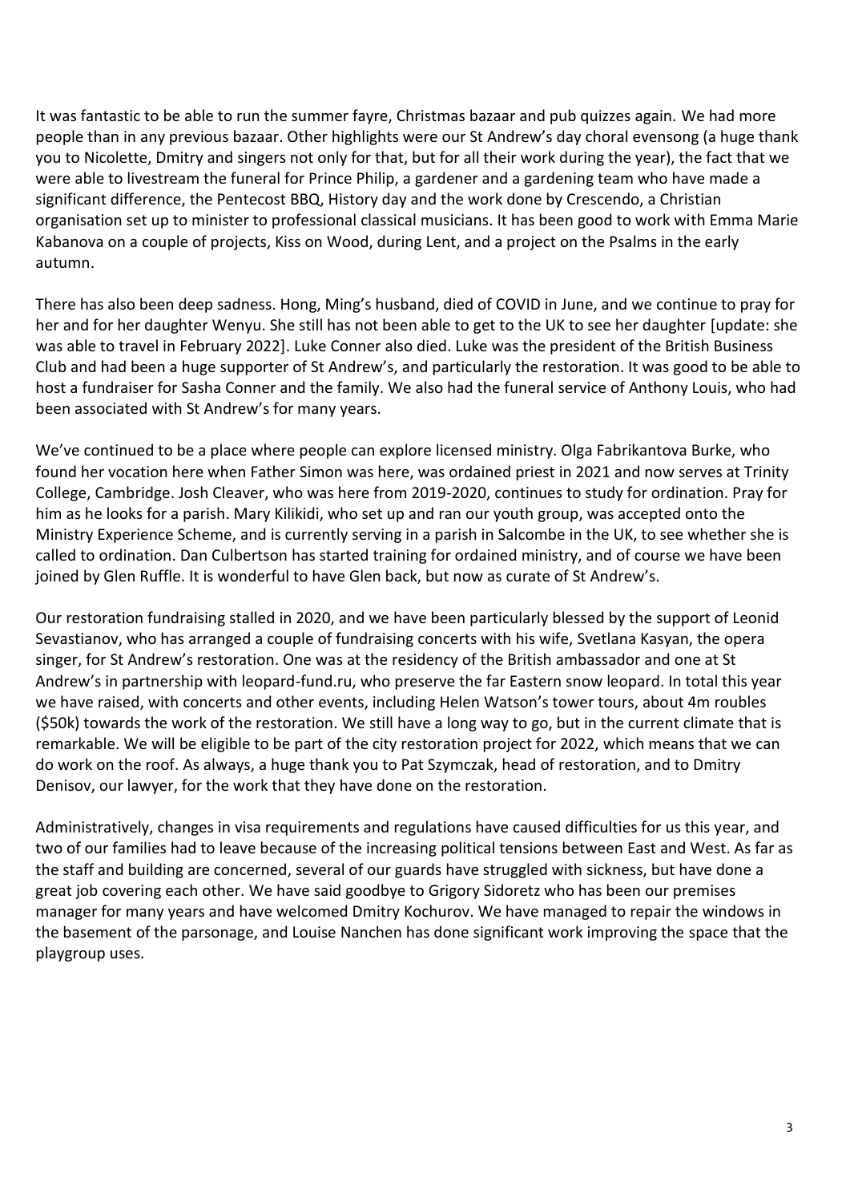It was fantastic to be able to run the summer fayre, Christmas bazaar and pub quizzes again. We had more people than in any previous bazaar. Other highlights were our St Andrew's day choral evensong (a huge thank you to Nicolette, Dmitry and singers not only for that, but for all their work during the year), the fact that we were able to livestream the funeral for Prince Philip, a gardener and a gardening team who have made a significant difference, the Pentecost BBQ, History day and the work done by Crescendo, a Christian organisation set up to minister to professional classical musicians. It has been good to work with Emma Marie Kabanova on a couple of projects, Kiss on Wood, during Lent, and a project on the Psalms in the early autumn.

There has also been deep sadness. Hong, Ming's husband, died of COVID in June, and we continue to pray for her and for her daughter Wenyu. She still has not been able to get to the UK to see her daughter [update: she was able to travel in February 2022]. Luke Conner also died. Luke was the president of the British Business Club and had been a huge supporter of St Andrew's, and particularly the restoration. It was good to be able to host a fundraiser for Sasha Conner and the family. We also had the funeral service of Anthony Louis, who had been associated with St Andrew's for many years.

We've continued to be a place where people can explore licensed ministry. Olga Fabrikantova Burke, who found her vocation here when Father Simon was here, was ordained priest in 2021 and now serves at Trinity College, Cambridge. Josh Cleaver, who was here from 2019-2020, continues to study for ordination. Pray for him as he looks for a parish. Mary Kilikidi, who set up and ran our youth group, was accepted onto the Ministry Experience Scheme, and is currently serving in a parish in Salcombe in the UK, to see whether she is called to ordination. Dan Culbertson has started training for ordained ministry, and of course we have been joined by Glen Ruffle. It is wonderful to have Glen back, but now as curate of St Andrew's.

Our restoration fundraising stalled in 2020, and we have been particularly blessed by the support of Leonid Sevastianov, who has arranged a couple of fundraising concerts with his wife, Svetlana Kasyan, the opera singer, for St Andrew's restoration. One was at the residency of the British ambassador and one at St Andrew's in partnership with leopard-fund.ru, who preserve the far Eastern snow leopard. In total this year we have raised, with concerts and other events, including Helen Watson's tower tours, about 4m roubles ($50k) towards the work of the restoration. We still have a long way to go, but in the current climate that is remarkable. We will be eligible to be part of the city restoration project for 2022, which means that we can do work on the roof. As always, a huge thank you to Pat Szymczak, head of restoration, and to Dmitry Denisov, our lawyer, for the work that they have done on the restoration.

Administratively, changes in visa requirements and regulations have caused difficulties for us this year, and two of our families had to leave because of the increasing political tensions between East and West. As far as the staff and building are concerned, several of our guards have struggled with sickness, but have done a great job covering each other. We have said goodbye to Grigory Sidoretz who has been our premises manager for many years and have welcomed Dmitry Kochurov. We have managed to repair the windows in the basement of the parsonage, and Louise Nanchen has done significant work improving the space that the playgroup uses.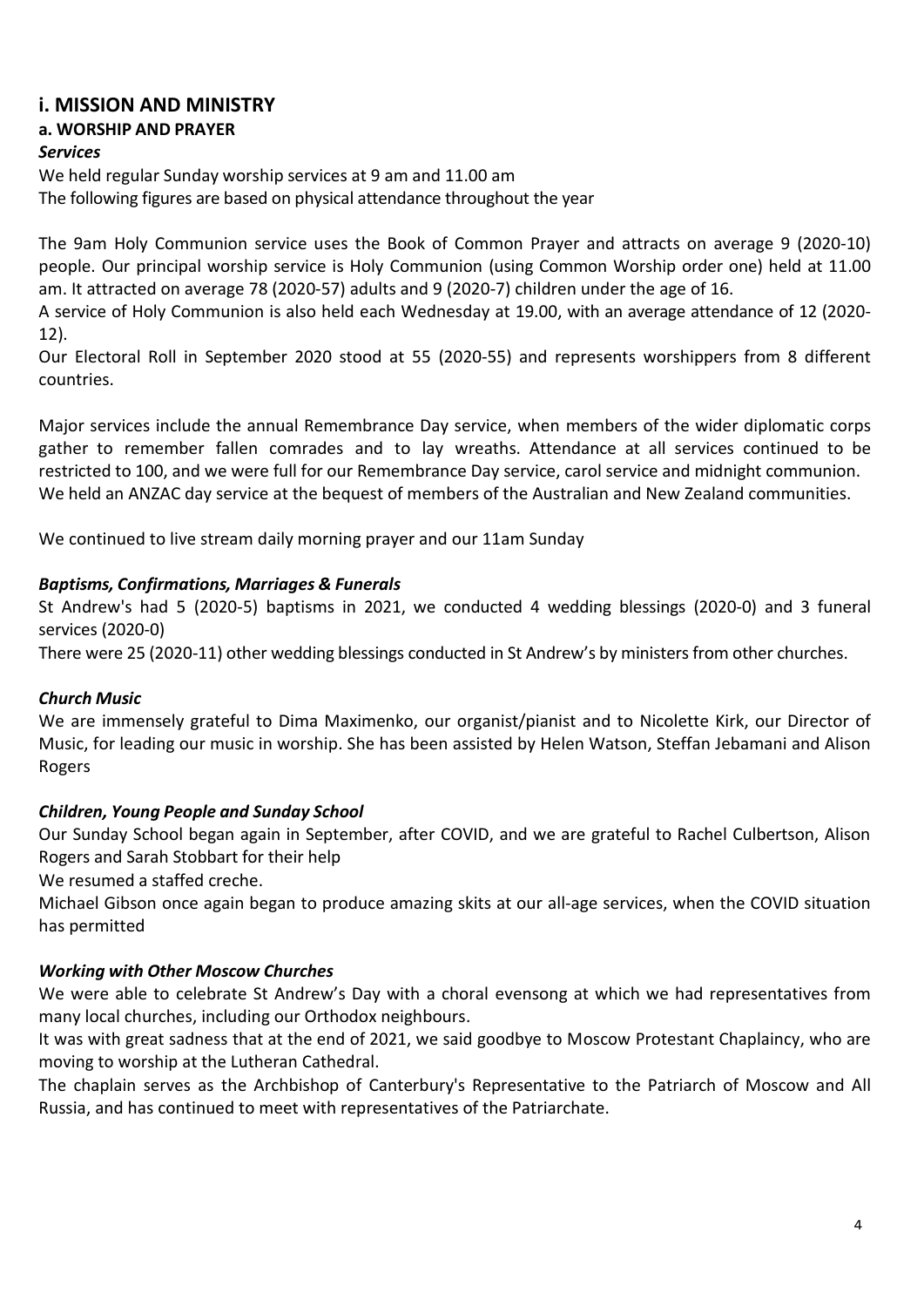## i. MISSION AND MINISTRY

### a. WORSHIP AND PRAYER

#### *Services*

We held regular Sunday worship services at 9 am and 11.00 am
The following figures are based on physical attendance throughout the year

The 9am Holy Communion service uses the Book of Common Prayer and attracts on average 9 (2020-10) people. Our principal worship service is Holy Communion (using Common Worship order one) held at 11.00 am. It attracted on average 78 (2020-57) adults and 9 (2020-7) children under the age of 16.
A service of Holy Communion is also held each Wednesday at 19.00, with an average attendance of 12 (2020-12).
Our Electoral Roll in September 2020 stood at 55 (2020-55) and represents worshippers from 8 different countries.

Major services include the annual Remembrance Day service, when members of the wider diplomatic corps gather to remember fallen comrades and to lay wreaths. Attendance at all services continued to be restricted to 100, and we were full for our Remembrance Day service, carol service and midnight communion.
We held an ANZAC day service at the bequest of members of the Australian and New Zealand communities.

We continued to live stream daily morning prayer and our 11am Sunday

#### *Baptisms, Confirmations, Marriages & Funerals*

St Andrew's had 5 (2020-5) baptisms in 2021, we conducted 4 wedding blessings (2020-0) and 3 funeral services (2020-0)
There were 25 (2020-11) other wedding blessings conducted in St Andrew's by ministers from other churches.

#### *Church Music*

We are immensely grateful to Dima Maximenko, our organist/pianist and to Nicolette Kirk, our Director of Music, for leading our music in worship. She has been assisted by Helen Watson, Steffan Jebamani and Alison Rogers

#### *Children, Young People and Sunday School*

Our Sunday School began again in September, after COVID, and we are grateful to Rachel Culbertson, Alison Rogers and Sarah Stobbart for their help
We resumed a staffed creche.
Michael Gibson once again began to produce amazing skits at our all-age services, when the COVID situation has permitted

#### *Working with Other Moscow Churches*

We were able to celebrate St Andrew's Day with a choral evensong at which we had representatives from many local churches, including our Orthodox neighbours.
It was with great sadness that at the end of 2021, we said goodbye to Moscow Protestant Chaplaincy, who are moving to worship at the Lutheran Cathedral.
The chaplain serves as the Archbishop of Canterbury's Representative to the Patriarch of Moscow and All Russia, and has continued to meet with representatives of the Patriarchate.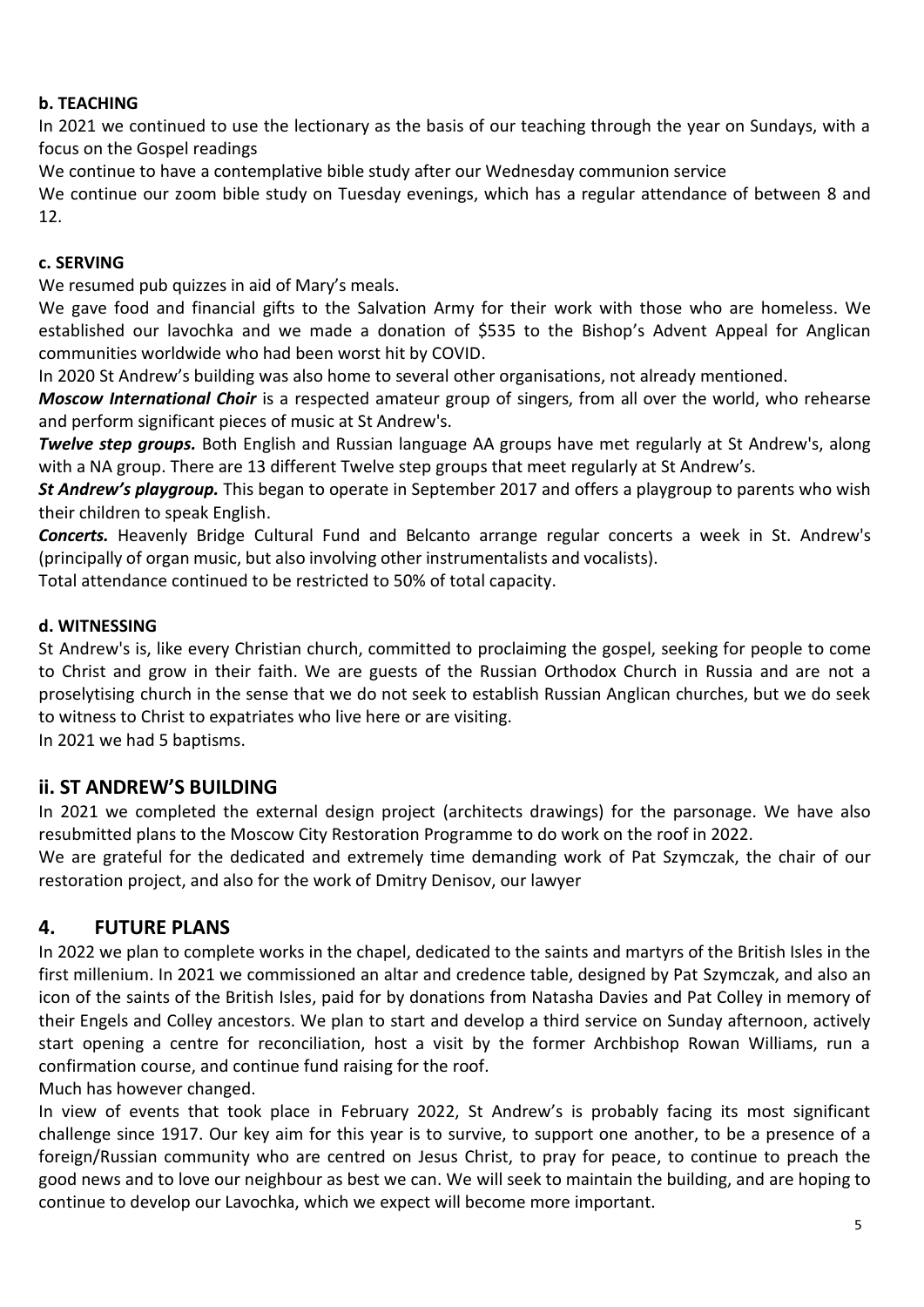#### b. TEACHING

In 2021 we continued to use the lectionary as the basis of our teaching through the year on Sundays, with a focus on the Gospel readings

We continue to have a contemplative bible study after our Wednesday communion service

We continue our zoom bible study on Tuesday evenings, which has a regular attendance of between 8 and 12.

#### c. SERVING

We resumed pub quizzes in aid of Mary's meals.

We gave food and financial gifts to the Salvation Army for their work with those who are homeless. We established our lavochka and we made a donation of $535 to the Bishop's Advent Appeal for Anglican communities worldwide who had been worst hit by COVID.

In 2020 St Andrew's building was also home to several other organisations, not already mentioned.

***Moscow International Choir*** is a respected amateur group of singers, from all over the world, who rehearse and perform significant pieces of music at St Andrew's.

***Twelve step groups.*** Both English and Russian language AA groups have met regularly at St Andrew's, along with a NA group. There are 13 different Twelve step groups that meet regularly at St Andrew's.

***St Andrew's playgroup.*** This began to operate in September 2017 and offers a playgroup to parents who wish their children to speak English.

***Concerts.*** Heavenly Bridge Cultural Fund and Belcanto arrange regular concerts a week in St. Andrew's (principally of organ music, but also involving other instrumentalists and vocalists).

Total attendance continued to be restricted to 50% of total capacity.

#### d. WITNESSING

St Andrew's is, like every Christian church, committed to proclaiming the gospel, seeking for people to come to Christ and grow in their faith. We are guests of the Russian Orthodox Church in Russia and are not a proselytising church in the sense that we do not seek to establish Russian Anglican churches, but we do seek to witness to Christ to expatriates who live here or are visiting.

In 2021 we had 5 baptisms.

### ii. ST ANDREW'S BUILDING

In 2021 we completed the external design project (architects drawings) for the parsonage. We have also resubmitted plans to the Moscow City Restoration Programme to do work on the roof in 2022.

We are grateful for the dedicated and extremely time demanding work of Pat Szymczak, the chair of our restoration project, and also for the work of Dmitry Denisov, our lawyer

## 4. FUTURE PLANS

In 2022 we plan to complete works in the chapel, dedicated to the saints and martyrs of the British Isles in the first millenium. In 2021 we commissioned an altar and credence table, designed by Pat Szymczak, and also an icon of the saints of the British Isles, paid for by donations from Natasha Davies and Pat Colley in memory of their Engels and Colley ancestors. We plan to start and develop a third service on Sunday afternoon, actively start opening a centre for reconciliation, host a visit by the former Archbishop Rowan Williams, run a confirmation course, and continue fund raising for the roof.

Much has however changed.

In view of events that took place in February 2022, St Andrew's is probably facing its most significant challenge since 1917. Our key aim for this year is to survive, to support one another, to be a presence of a foreign/Russian community who are centred on Jesus Christ, to pray for peace, to continue to preach the good news and to love our neighbour as best we can. We will seek to maintain the building, and are hoping to continue to develop our Lavochka, which we expect will become more important.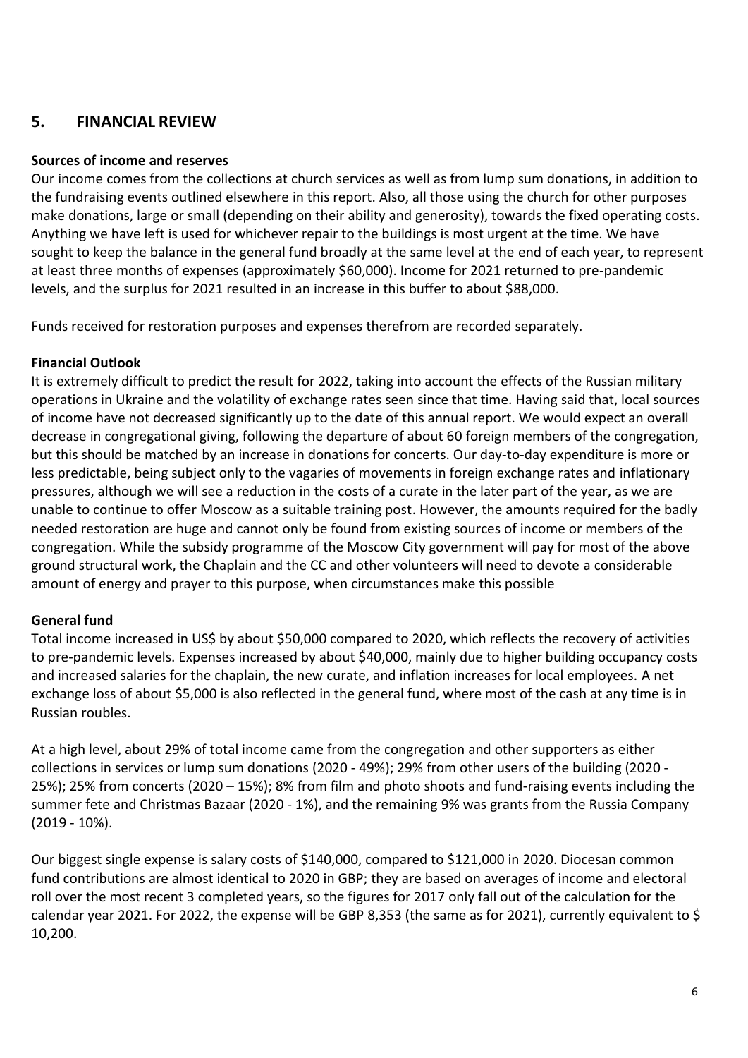## 5. FINANCIAL REVIEW

**Sources of income and reserves**

Our income comes from the collections at church services as well as from lump sum donations, in addition to the fundraising events outlined elsewhere in this report. Also, all those using the church for other purposes make donations, large or small (depending on their ability and generosity), towards the fixed operating costs. Anything we have left is used for whichever repair to the buildings is most urgent at the time. We have sought to keep the balance in the general fund broadly at the same level at the end of each year, to represent at least three months of expenses (approximately $60,000). Income for 2021 returned to pre-pandemic levels, and the surplus for 2021 resulted in an increase in this buffer to about $88,000.

Funds received for restoration purposes and expenses therefrom are recorded separately.

**Financial Outlook**

It is extremely difficult to predict the result for 2022, taking into account the effects of the Russian military operations in Ukraine and the volatility of exchange rates seen since that time. Having said that, local sources of income have not decreased significantly up to the date of this annual report. We would expect an overall decrease in congregational giving, following the departure of about 60 foreign members of the congregation, but this should be matched by an increase in donations for concerts. Our day-to-day expenditure is more or less predictable, being subject only to the vagaries of movements in foreign exchange rates and inflationary pressures, although we will see a reduction in the costs of a curate in the later part of the year, as we are unable to continue to offer Moscow as a suitable training post. However, the amounts required for the badly needed restoration are huge and cannot only be found from existing sources of income or members of the congregation. While the subsidy programme of the Moscow City government will pay for most of the above ground structural work, the Chaplain and the CC and other volunteers will need to devote a considerable amount of energy and prayer to this purpose, when circumstances make this possible

**General fund**

Total income increased in US$ by about $50,000 compared to 2020, which reflects the recovery of activities to pre-pandemic levels. Expenses increased by about $40,000, mainly due to higher building occupancy costs and increased salaries for the chaplain, the new curate, and inflation increases for local employees. A net exchange loss of about $5,000 is also reflected in the general fund, where most of the cash at any time is in Russian roubles.

At a high level, about 29% of total income came from the congregation and other supporters as either collections in services or lump sum donations (2020 - 49%); 29% from other users of the building (2020 - 25%); 25% from concerts (2020 – 15%); 8% from film and photo shoots and fund-raising events including the summer fete and Christmas Bazaar (2020 - 1%), and the remaining 9% was grants from the Russia Company (2019 - 10%).

Our biggest single expense is salary costs of $140,000, compared to $121,000 in 2020. Diocesan common fund contributions are almost identical to 2020 in GBP; they are based on averages of income and electoral roll over the most recent 3 completed years, so the figures for 2017 only fall out of the calculation for the calendar year 2021. For 2022, the expense will be GBP 8,353 (the same as for 2021), currently equivalent to $ 10,200.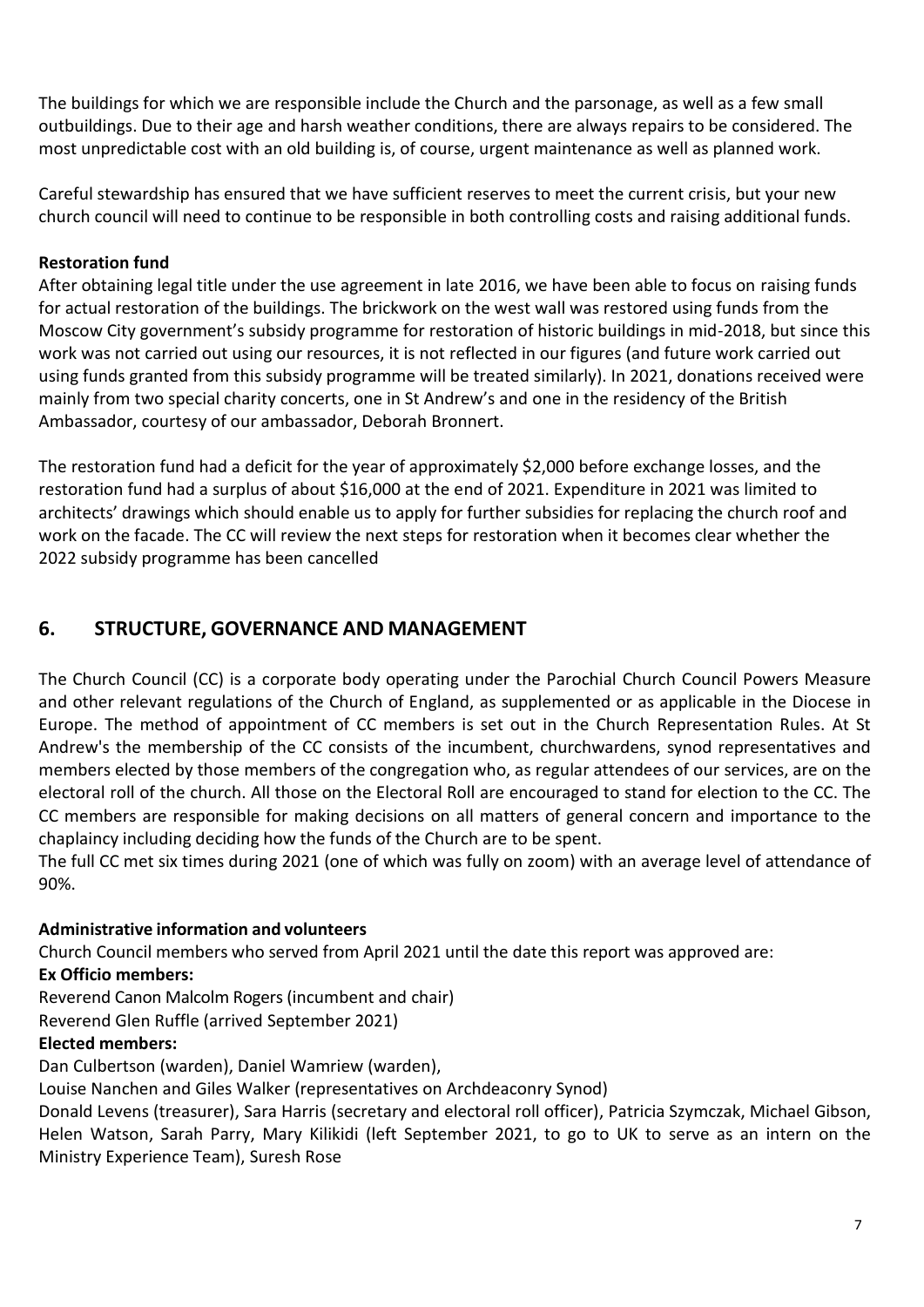The buildings for which we are responsible include the Church and the parsonage, as well as a few small outbuildings. Due to their age and harsh weather conditions, there are always repairs to be considered. The most unpredictable cost with an old building is, of course, urgent maintenance as well as planned work.

Careful stewardship has ensured that we have sufficient reserves to meet the current crisis, but your new church council will need to continue to be responsible in both controlling costs and raising additional funds.

**Restoration fund**

After obtaining legal title under the use agreement in late 2016, we have been able to focus on raising funds for actual restoration of the buildings. The brickwork on the west wall was restored using funds from the Moscow City government's subsidy programme for restoration of historic buildings in mid-2018, but since this work was not carried out using our resources, it is not reflected in our figures (and future work carried out using funds granted from this subsidy programme will be treated similarly). In 2021, donations received were mainly from two special charity concerts, one in St Andrew's and one in the residency of the British Ambassador, courtesy of our ambassador, Deborah Bronnert.

The restoration fund had a deficit for the year of approximately $2,000 before exchange losses, and the restoration fund had a surplus of about $16,000 at the end of 2021. Expenditure in 2021 was limited to architects' drawings which should enable us to apply for further subsidies for replacing the church roof and work on the facade. The CC will review the next steps for restoration when it becomes clear whether the 2022 subsidy programme has been cancelled

## 6. STRUCTURE, GOVERNANCE AND MANAGEMENT

The Church Council (CC) is a corporate body operating under the Parochial Church Council Powers Measure and other relevant regulations of the Church of England, as supplemented or as applicable in the Diocese in Europe. The method of appointment of CC members is set out in the Church Representation Rules. At St Andrew's the membership of the CC consists of the incumbent, churchwardens, synod representatives and members elected by those members of the congregation who, as regular attendees of our services, are on the electoral roll of the church. All those on the Electoral Roll are encouraged to stand for election to the CC. The CC members are responsible for making decisions on all matters of general concern and importance to the chaplaincy including deciding how the funds of the Church are to be spent.

The full CC met six times during 2021 (one of which was fully on zoom) with an average level of attendance of 90%.

**Administrative information and volunteers**

Church Council members who served from April 2021 until the date this report was approved are:

**Ex Officio members:**

Reverend Canon Malcolm Rogers (incumbent and chair)

Reverend Glen Ruffle (arrived September 2021)

**Elected members:**

Dan Culbertson (warden), Daniel Wamriew (warden),

Louise Nanchen and Giles Walker (representatives on Archdeaconry Synod)

Donald Levens (treasurer), Sara Harris (secretary and electoral roll officer), Patricia Szymczak, Michael Gibson, Helen Watson, Sarah Parry, Mary Kilikidi (left September 2021, to go to UK to serve as an intern on the Ministry Experience Team), Suresh Rose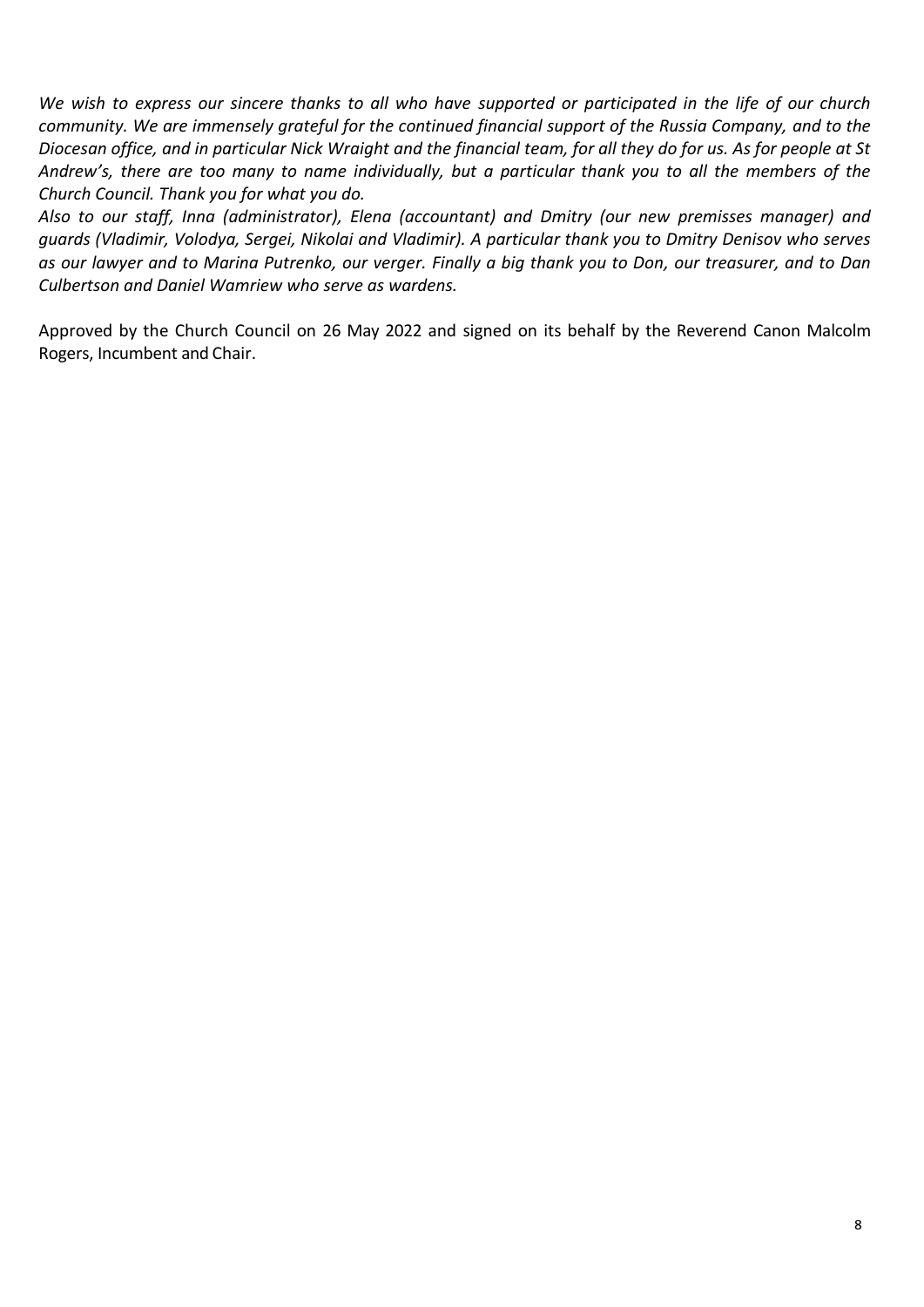*We wish to express our sincere thanks to all who have supported or participated in the life of our church community. We are immensely grateful for the continued financial support of the Russia Company, and to the Diocesan office, and in particular Nick Wraight and the financial team, for all they do for us. As for people at St Andrew's, there are too many to name individually, but a particular thank you to all the members of the Church Council. Thank you for what you do.*

*Also to our staff, Inna (administrator), Elena (accountant) and Dmitry (our new premisses manager) and guards (Vladimir, Volodya, Sergei, Nikolai and Vladimir). A particular thank you to Dmitry Denisov who serves as our lawyer and to Marina Putrenko, our verger. Finally a big thank you to Don, our treasurer, and to Dan Culbertson and Daniel Wamriew who serve as wardens.*

Approved by the Church Council on 26 May 2022 and signed on its behalf by the Reverend Canon Malcolm Rogers, Incumbent and Chair.